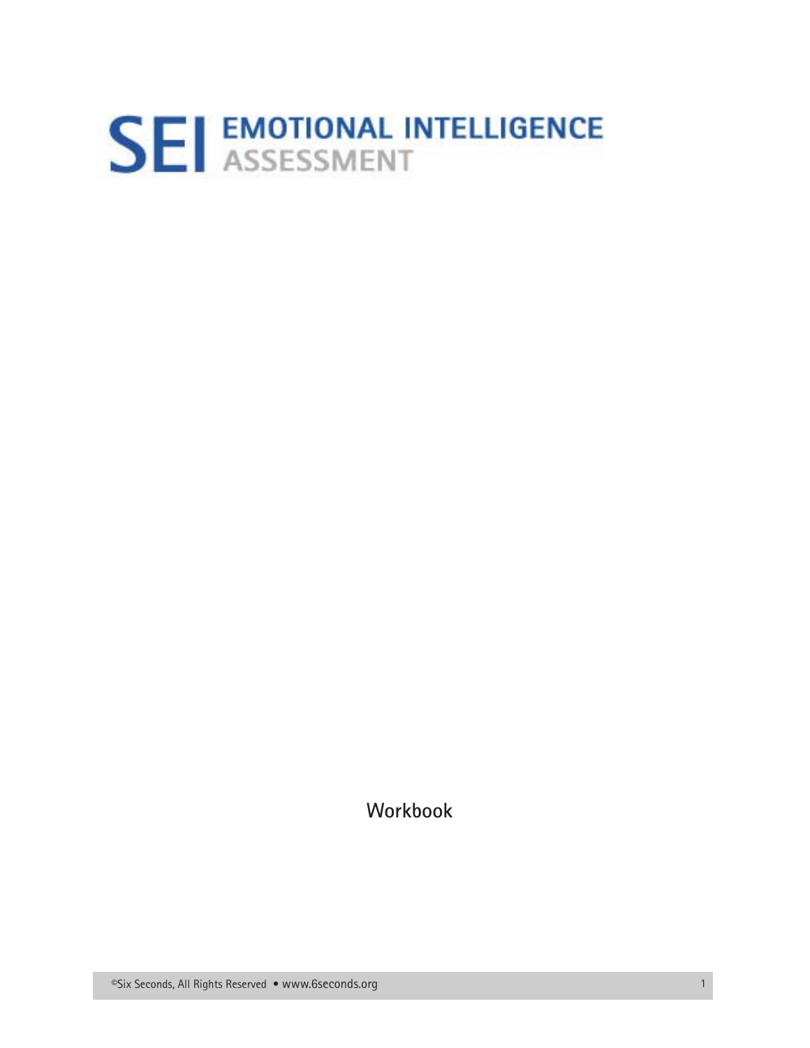# SEI EMOTIONAL INTELLIGENCE ASSESSMENT

Workbook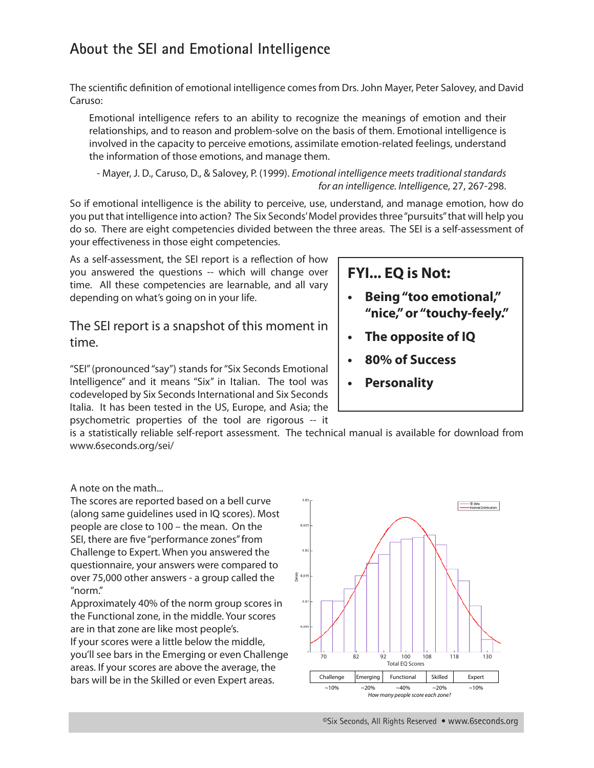## About the SEI and Emotional Intelligence

The scientific definition of emotional intelligence comes from Drs. John Mayer, Peter Salovey, and David Caruso:

> Emotional intelligence refers to an ability to recognize the meanings of emotion and their relationships, and to reason and problem-solve on the basis of them. Emotional intelligence is involved in the capacity to perceive emotions, assimilate emotion-related feelings, understand the information of those emotions, and manage them.
>
> - Mayer, J. D., Caruso, D., & Salovey, P. (1999). *Emotional intelligence meets traditional standards for an intelligence. Intelligence*, 27, 267-298.

So if emotional intelligence is the ability to perceive, use, understand, and manage emotion, how do you put that intelligence into action? The Six Seconds' Model provides three "pursuits" that will help you do so. There are eight competencies divided between the three areas. The SEI is a self-assessment of your effectiveness in those eight competencies.

As a self-assessment, the SEI report is a reflection of how you answered the questions -- which will change over time. All these competencies are learnable, and all vary depending on what's going on in your life.

The SEI report is a snapshot of this moment in time.

"SEI" (pronounced "say") stands for "Six Seconds Emotional Intelligence" and it means "Six" in Italian. The tool was codeveloped by Six Seconds International and Six Seconds Italia. It has been tested in the US, Europe, and Asia; the psychometric properties of the tool are rigorous -- it is a statistically reliable self-report assessment. The technical manual is available for download from www.6seconds.org/sei/

**FYI... EQ is Not:**

- **Being "too emotional," "nice," or "touchy-feely."**
- **The opposite of IQ**
- **80% of Success**
- **Personality**

A note on the math...
The scores are reported based on a bell curve (along same guidelines used in IQ scores). Most people are close to 100 – the mean. On the SEI, there are five "performance zones" from Challenge to Expert. When you answered the questionnaire, your answers were compared to over 75,000 other answers - a group called the "norm."
Approximately 40% of the norm group scores in the Functional zone, in the middle. Your scores are in that zone are like most people's.
If your scores were a little below the middle, you'll see bars in the Emerging or even Challenge areas. If your scores are above the average, the bars will be in the Skilled or even Expert areas.

| Challenge | Emerging | Functional | Skilled | Expert |
|---|---|---|---|---|
| ~10% | ~20% | ~40% | ~20% | ~10% |

*How many people score each zone?*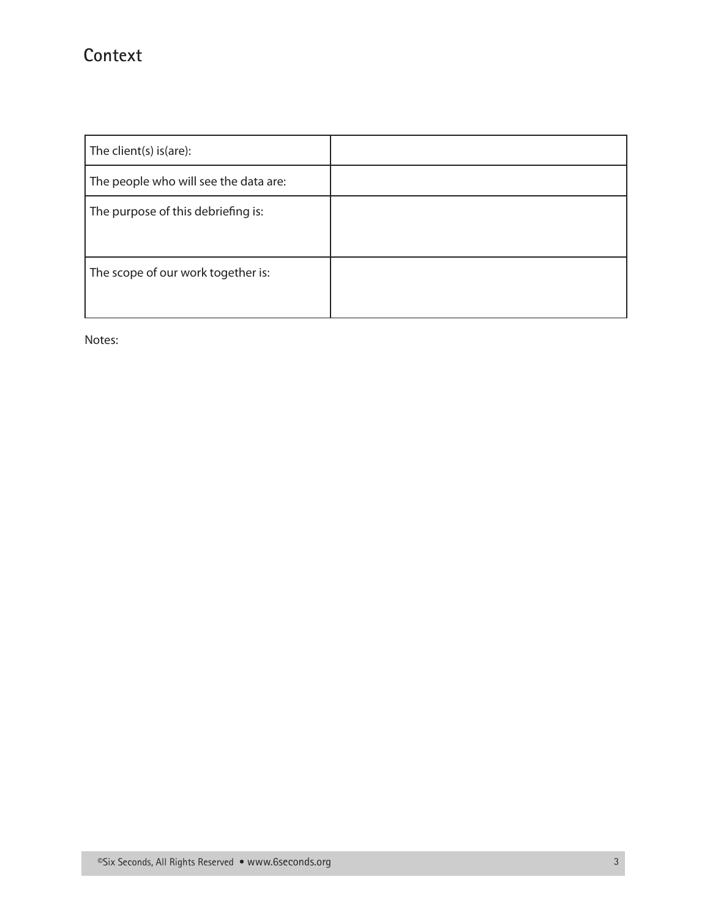## Context

| | |
|---|---|
| The client(s) is(are): | |
| The people who will see the data are: | |
| The purpose of this debriefing is: | |
| The scope of our work together is: | |

Notes: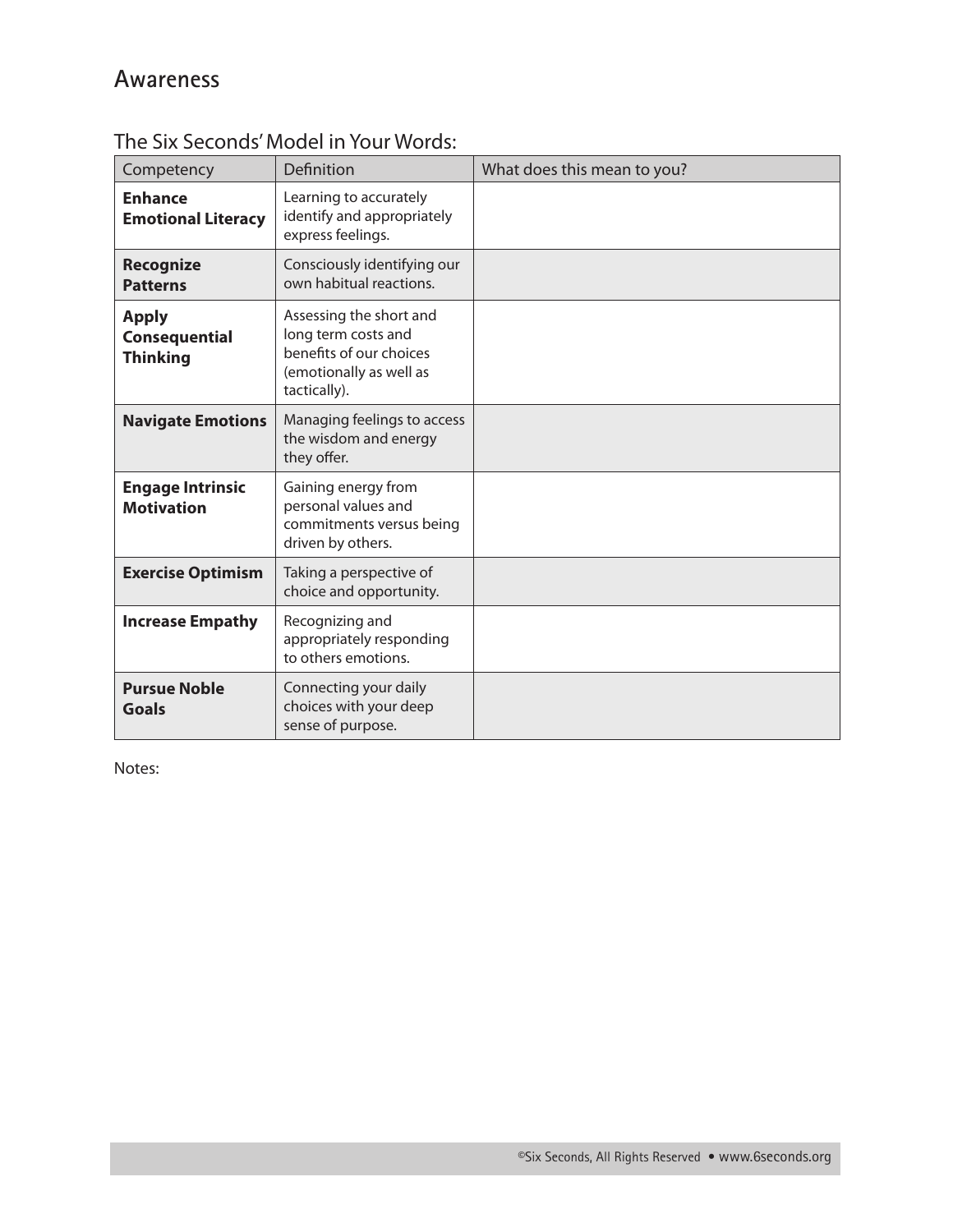# Awareness

## The Six Seconds' Model in Your Words:

| Competency | Definition | What does this mean to you? |
|---|---|---|
| **Enhance Emotional Literacy** | Learning to accurately identify and appropriately express feelings. | |
| **Recognize Patterns** | Consciously identifying our own habitual reactions. | |
| **Apply Consequential Thinking** | Assessing the short and long term costs and benefits of our choices (emotionally as well as tactically). | |
| **Navigate Emotions** | Managing feelings to access the wisdom and energy they offer. | |
| **Engage Intrinsic Motivation** | Gaining energy from personal values and commitments versus being driven by others. | |
| **Exercise Optimism** | Taking a perspective of choice and opportunity. | |
| **Increase Empathy** | Recognizing and appropriately responding to others emotions. | |
| **Pursue Noble Goals** | Connecting your daily choices with your deep sense of purpose. | |

Notes: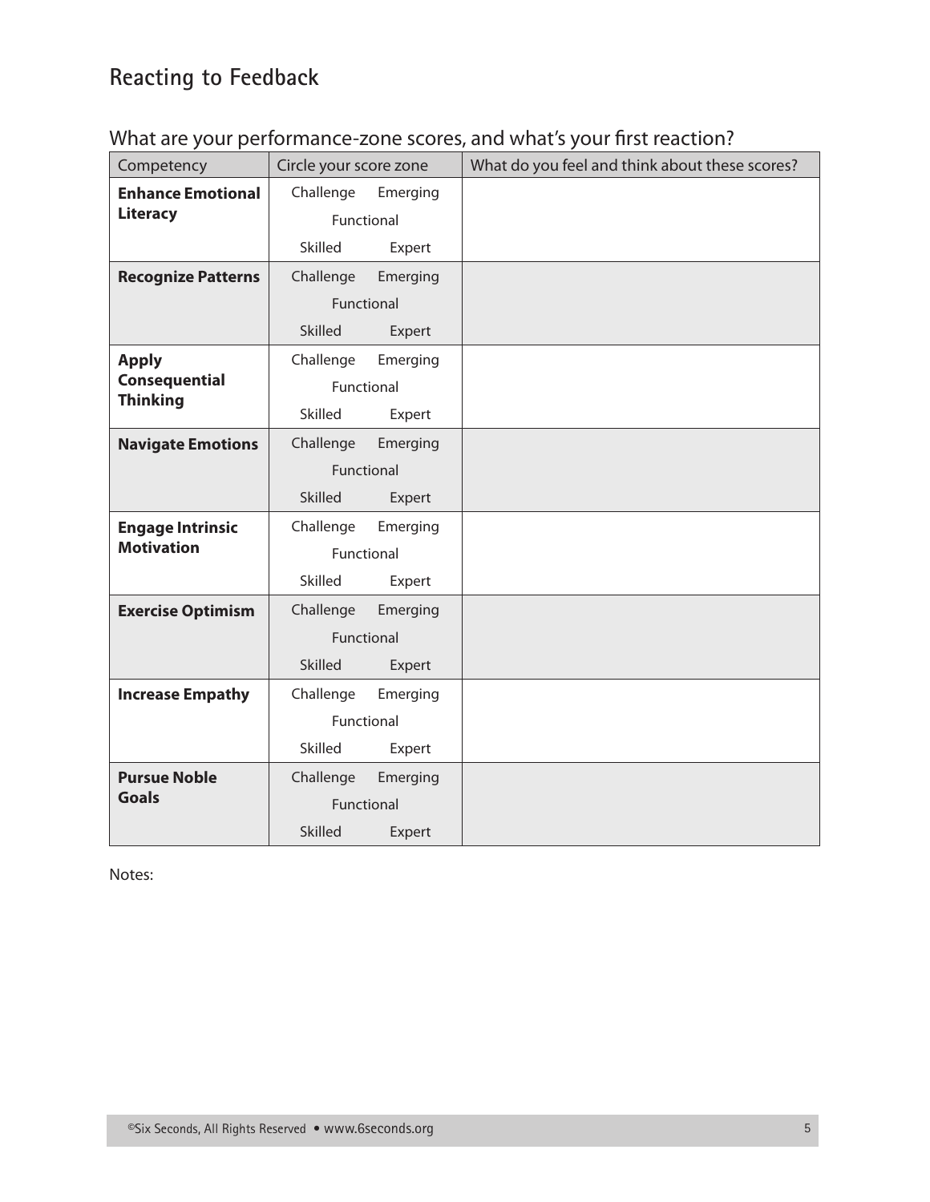## Reacting to Feedback

What are your performance-zone scores, and what's your first reaction?

| Competency | Circle your score zone | What do you feel and think about these scores? |
|---|---|---|
| **Enhance Emotional Literacy** | Challenge Emerging Functional Skilled Expert | |
| **Recognize Patterns** | Challenge Emerging Functional Skilled Expert | |
| **Apply Consequential Thinking** | Challenge Emerging Functional Skilled Expert | |
| **Navigate Emotions** | Challenge Emerging Functional Skilled Expert | |
| **Engage Intrinsic Motivation** | Challenge Emerging Functional Skilled Expert | |
| **Exercise Optimism** | Challenge Emerging Functional Skilled Expert | |
| **Increase Empathy** | Challenge Emerging Functional Skilled Expert | |
| **Pursue Noble Goals** | Challenge Emerging Functional Skilled Expert | |

Notes: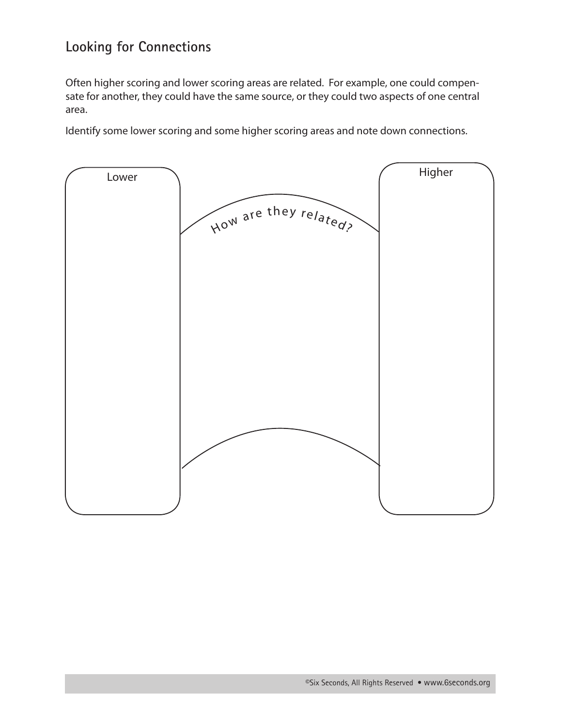## Looking for Connections

Often higher scoring and lower scoring areas are related. For example, one could compensate for another, they could have the same source, or they could two aspects of one central area.

Identify some lower scoring and some higher scoring areas and note down connections.

Lower

How are they related?

Higher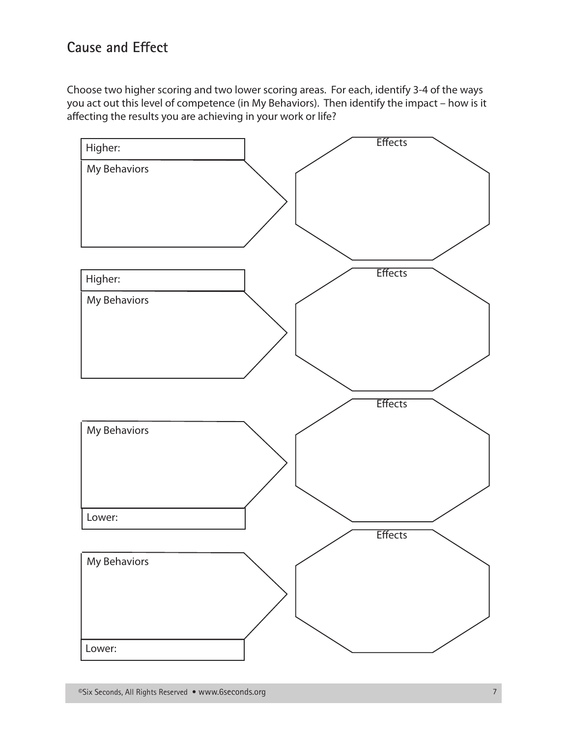## Cause and Effect

Choose two higher scoring and two lower scoring areas. For each, identify 3-4 of the ways you act out this level of competence (in My Behaviors). Then identify the impact – how is it affecting the results you are achieving in your work or life?

Higher:

My Behaviors

Effects

Higher:

My Behaviors

Effects

My Behaviors

Lower:

Effects

My Behaviors

Lower:

Effects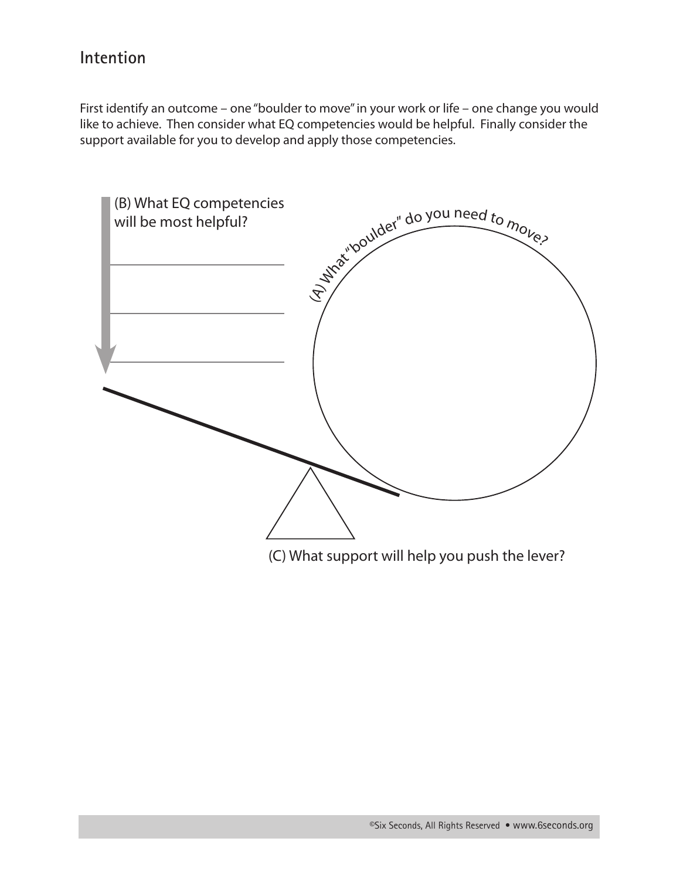## Intention

First identify an outcome – one "boulder to move" in your work or life – one change you would like to achieve. Then consider what EQ competencies would be helpful. Finally consider the support available for you to develop and apply those competencies.

(B) What EQ competencies will be most helpful?

______________________

______________________

______________________

(A) What "boulder" do you need to move?

(C) What support will help you push the lever?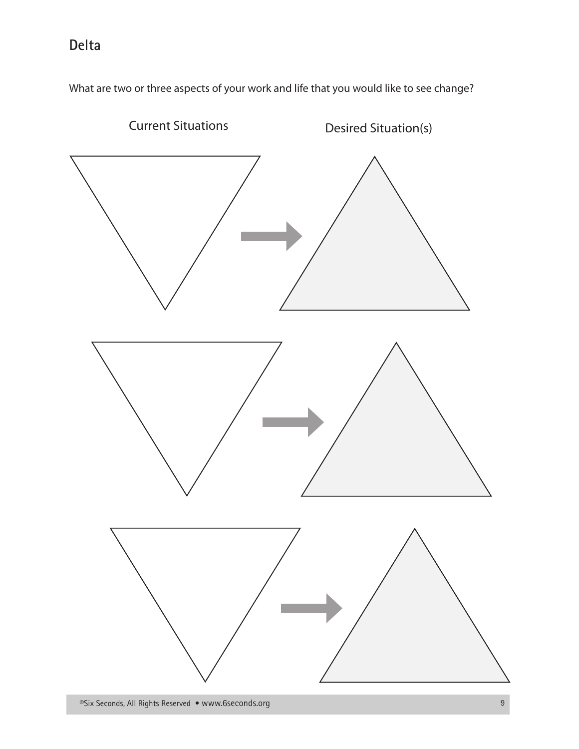## Delta

What are two or three aspects of your work and life that you would like to see change?

Current Situations

Desired Situation(s)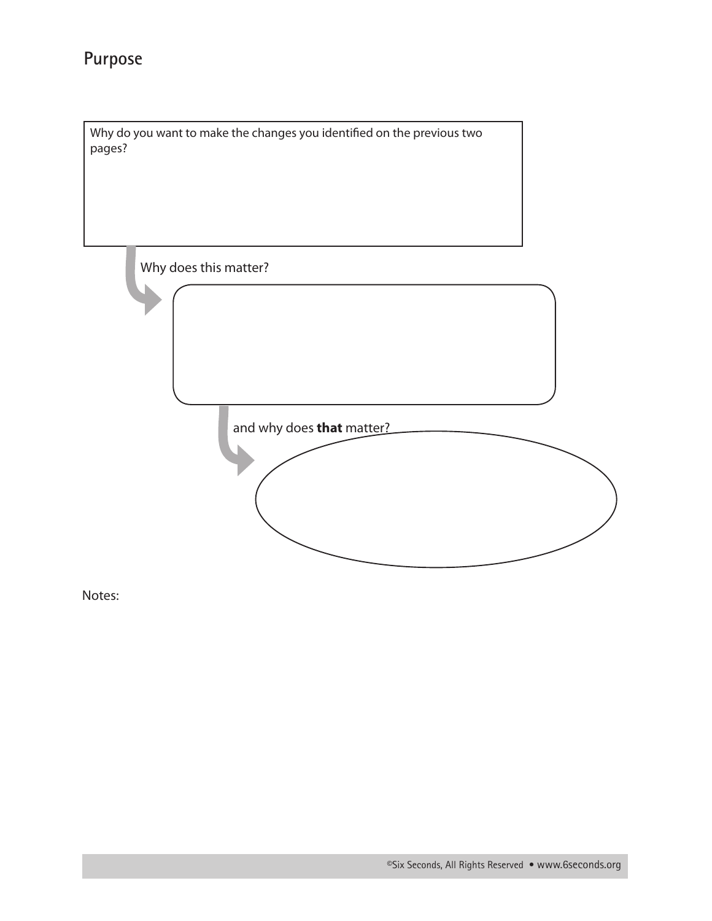## Purpose

Why do you want to make the changes you identified on the previous two pages?

Why does this matter?

and why does **that** matter?

Notes: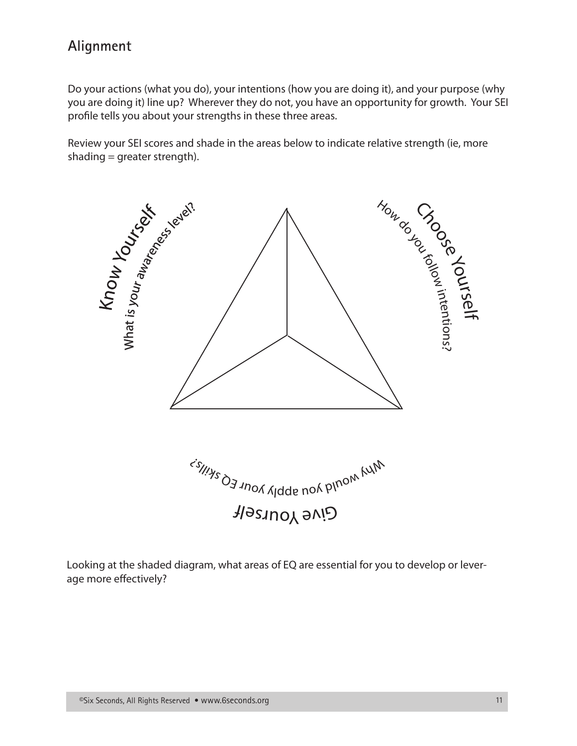## Alignment

Do your actions (what you do), your intentions (how you are doing it), and your purpose (why you are doing it) line up? Wherever they do not, you have an opportunity for growth. Your SEI profile tells you about your strengths in these three areas.

Review your SEI scores and shade in the areas below to indicate relative strength (ie, more shading = greater strength).

Know Yourself
What is your awareness level?

Choose Yourself
How do you follow intentions?

Why would you apply your EQ skills?
Give Yourself

Looking at the shaded diagram, what areas of EQ are essential for you to develop or leverage more effectively?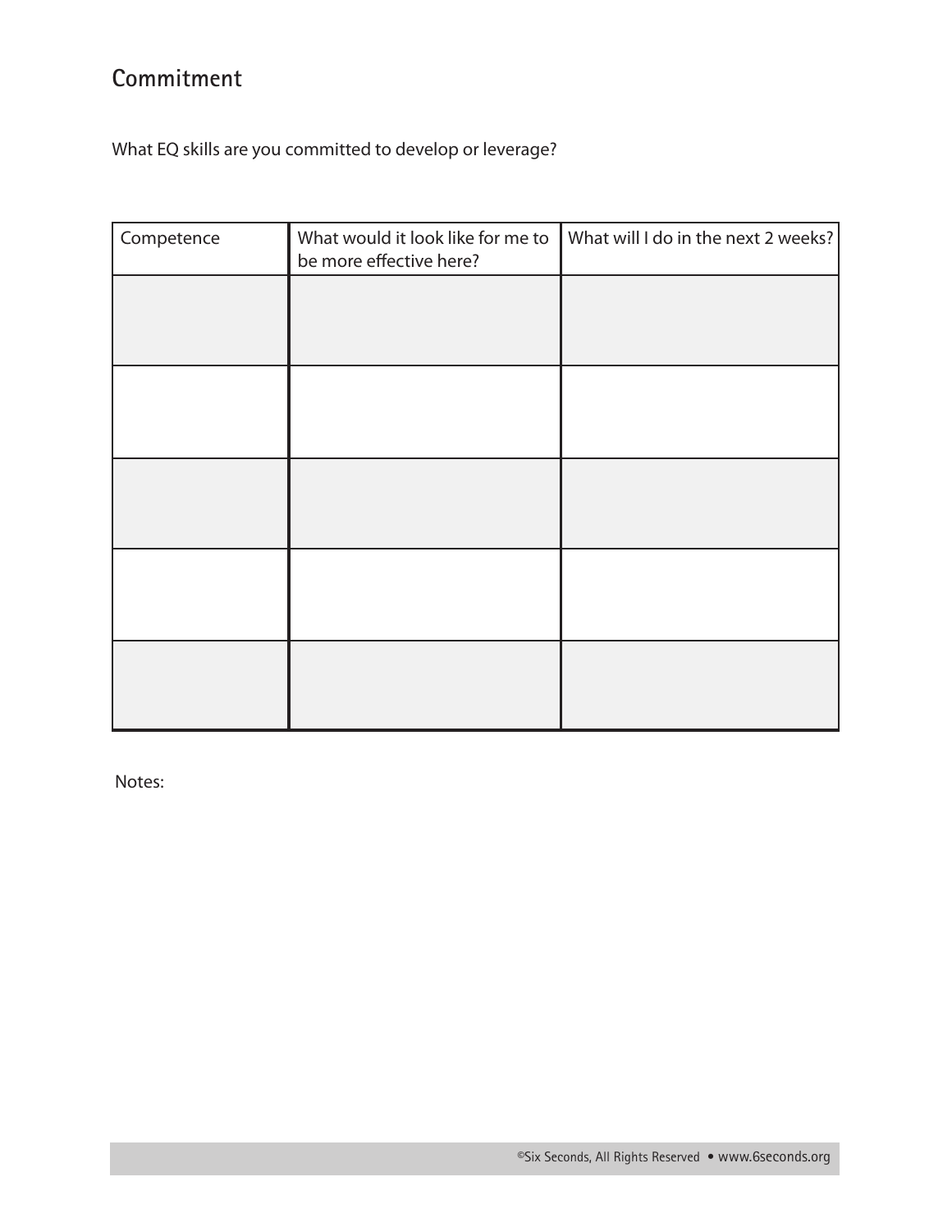## Commitment

What EQ skills are you committed to develop or leverage?

| Competence | What would it look like for me to be more effective here? | What will I do in the next 2 weeks? |
|---|---|---|
| | | |
| | | |
| | | |
| | | |
| | | |

Notes: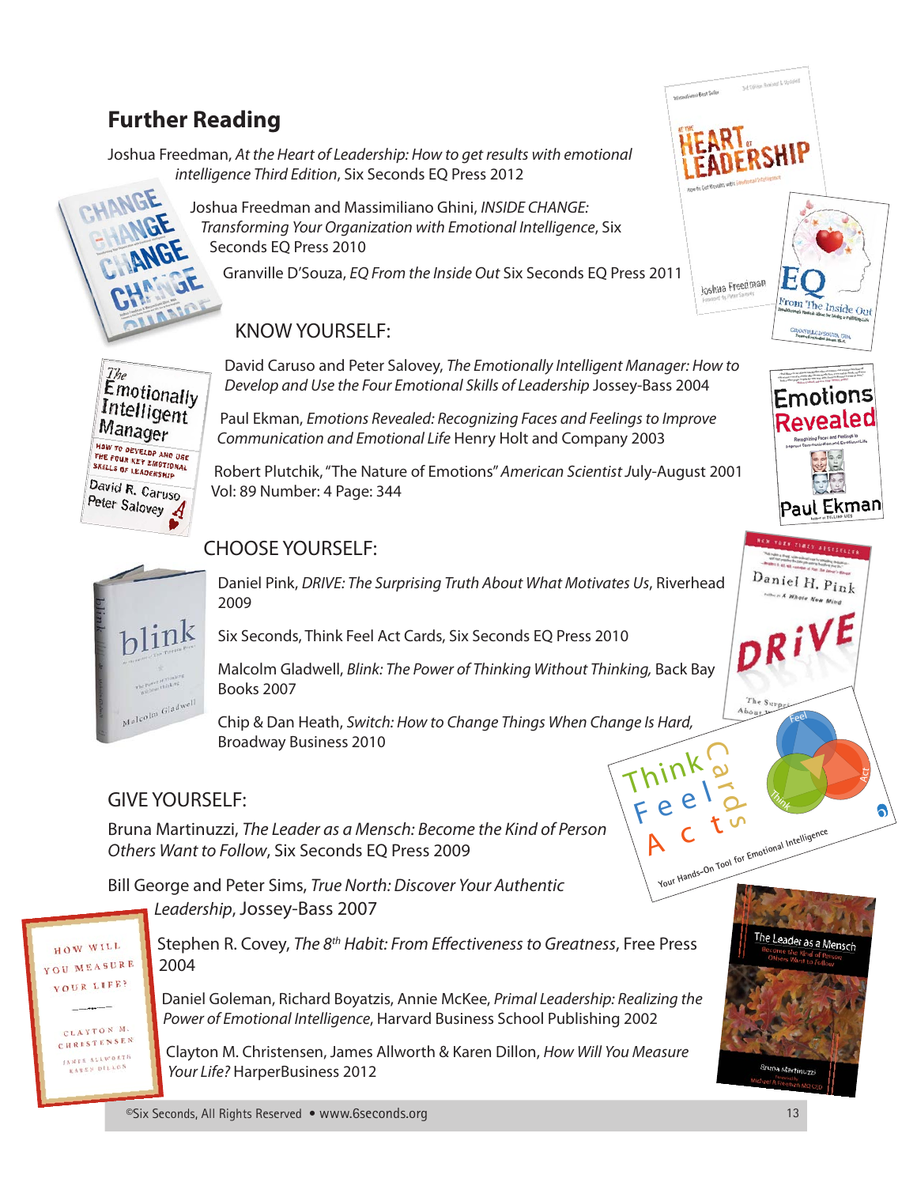## Further Reading

Joshua Freedman, *At the Heart of Leadership: How to get results with emotional intelligence Third Edition*, Six Seconds EQ Press 2012

Joshua Freedman and Massimiliano Ghini, *INSIDE CHANGE: Transforming Your Organization with Emotional Intelligence*, Six Seconds EQ Press 2010

Granville D'Souza, *EQ From the Inside Out* Six Seconds EQ Press 2011

### KNOW YOURSELF:

David Caruso and Peter Salovey, *The Emotionally Intelligent Manager: How to Develop and Use the Four Emotional Skills of Leadership* Jossey-Bass 2004

Paul Ekman, *Emotions Revealed: Recognizing Faces and Feelings to Improve Communication and Emotional Life* Henry Holt and Company 2003

Robert Plutchik, "The Nature of Emotions" *American Scientist* July-August 2001 Vol: 89 Number: 4 Page: 344

### CHOOSE YOURSELF:

Daniel Pink, *DRIVE: The Surprising Truth About What Motivates Us*, Riverhead 2009

Six Seconds, Think Feel Act Cards, Six Seconds EQ Press 2010

Malcolm Gladwell, *Blink: The Power of Thinking Without Thinking,* Back Bay Books 2007

Chip & Dan Heath, *Switch: How to Change Things When Change Is Hard,* Broadway Business 2010

### GIVE YOURSELF:

Bruna Martinuzzi, *The Leader as a Mensch: Become the Kind of Person Others Want to Follow*, Six Seconds EQ Press 2009

Bill George and Peter Sims, *True North: Discover Your Authentic Leadership*, Jossey-Bass 2007

Stephen R. Covey, *The 8th Habit: From Effectiveness to Greatness*, Free Press 2004

Daniel Goleman, Richard Boyatzis, Annie McKee, *Primal Leadership: Realizing the Power of Emotional Intelligence*, Harvard Business School Publishing 2002

Clayton M. Christensen, James Allworth & Karen Dillon, *How Will You Measure Your Life?* HarperBusiness 2012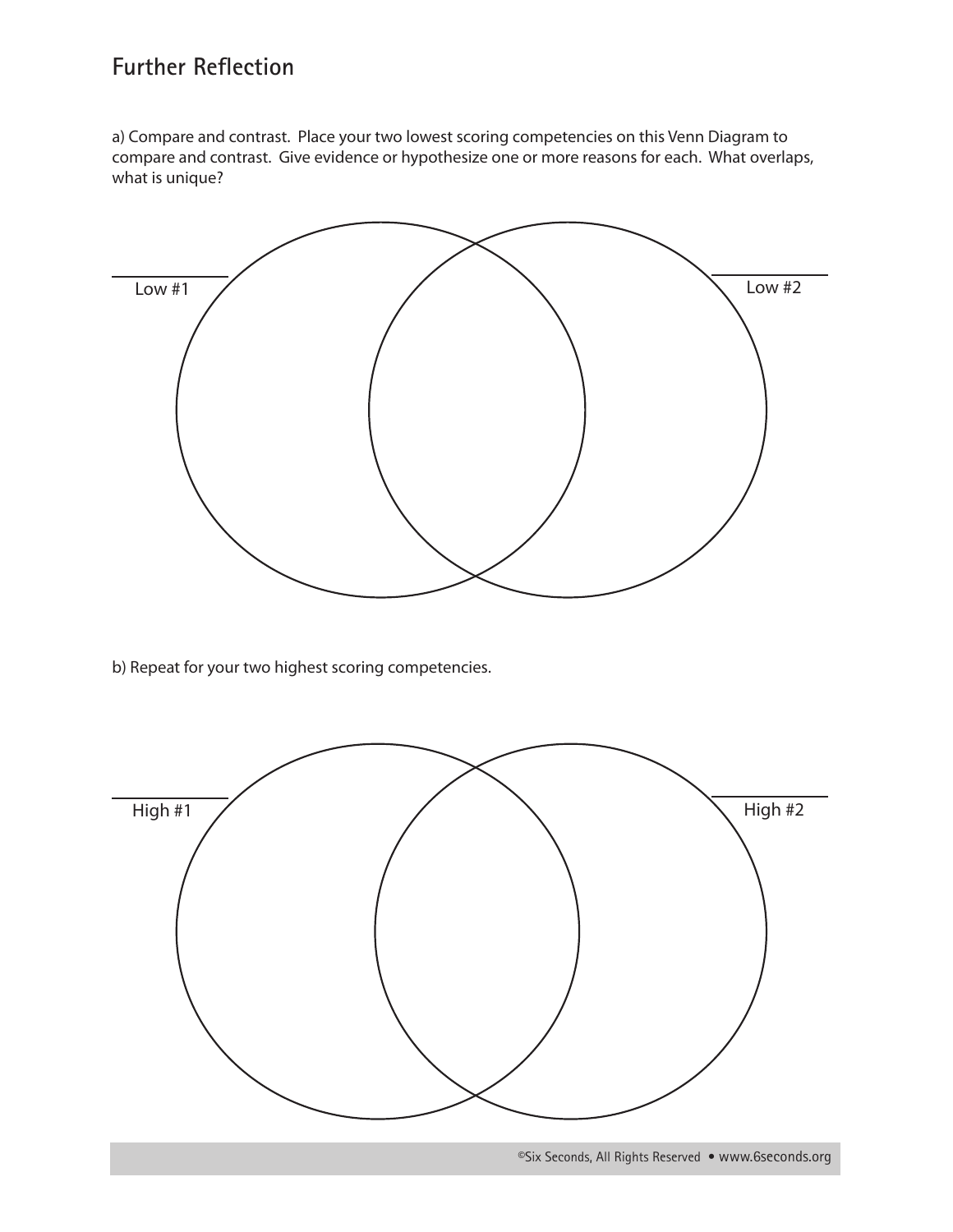## Further Reflection

a) Compare and contrast. Place your two lowest scoring competencies on this Venn Diagram to compare and contrast. Give evidence or hypothesize one or more reasons for each. What overlaps, what is unique?

Low #1

Low #2

b) Repeat for your two highest scoring competencies.

High #1

High #2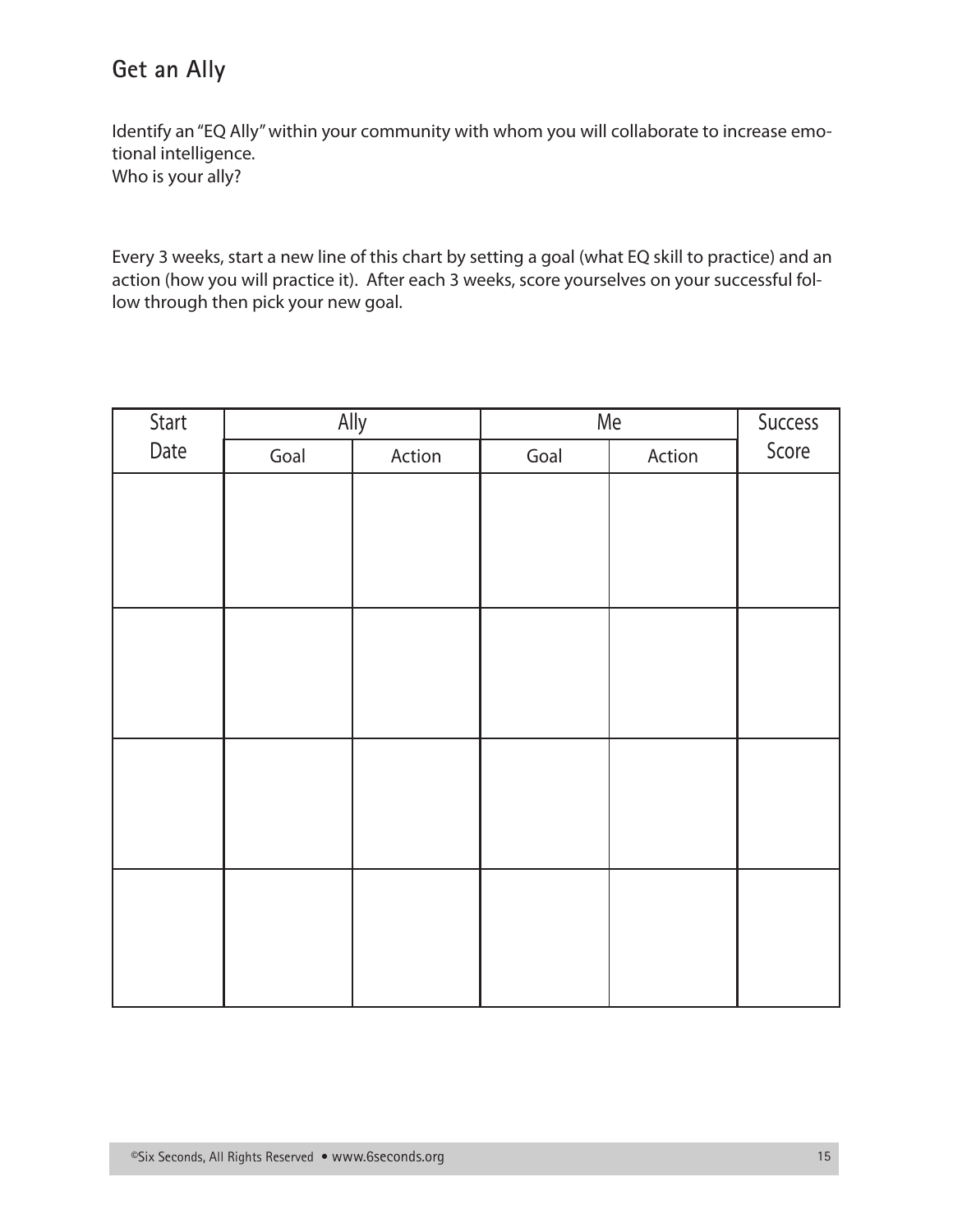## Get an Ally

Identify an "EQ Ally" within your community with whom you will collaborate to increase emotional intelligence.
Who is your ally?

Every 3 weeks, start a new line of this chart by setting a goal (what EQ skill to practice) and an action (how you will practice it). After each 3 weeks, score yourselves on your successful follow through then pick your new goal.

| Start Date | Ally | | Me | | Success Score |
|---|---|---|---|---|---|
| | Goal | Action | Goal | Action | |
| | | | | | |
| | | | | | |
| | | | | | |
| | | | | | |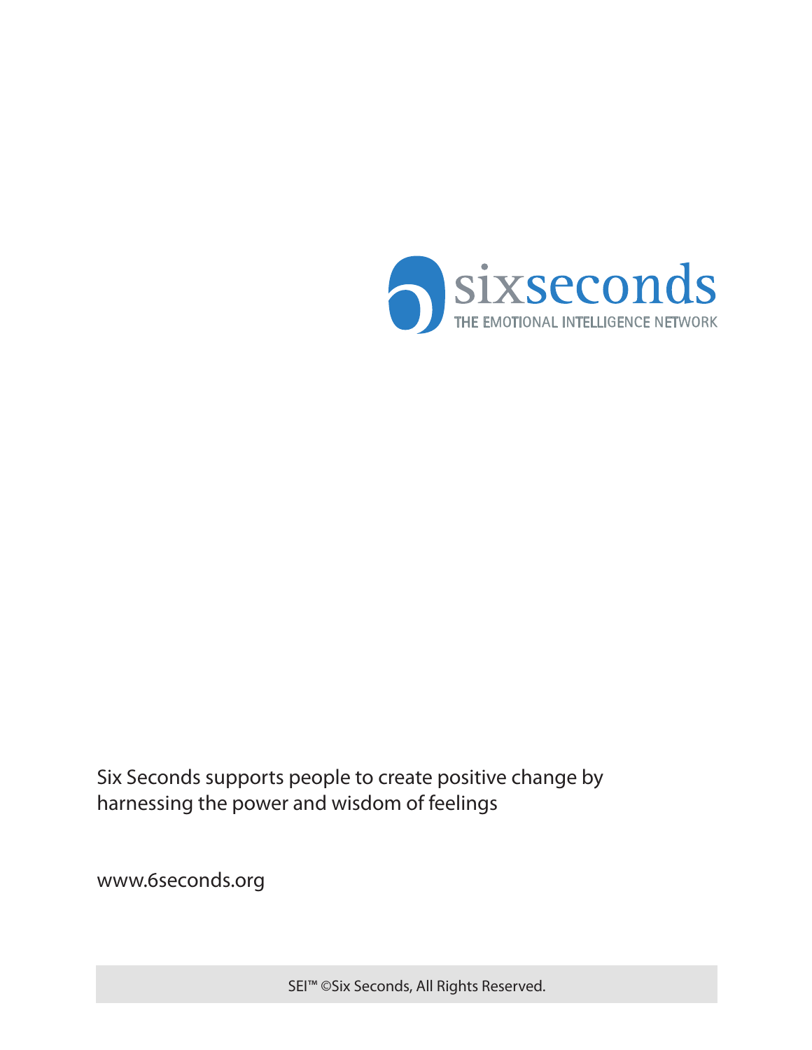sixseconds
THE EMOTIONAL INTELLIGENCE NETWORK

Six Seconds supports people to create positive change by harnessing the power and wisdom of feelings

www.6seconds.org

SEI™ ©Six Seconds, All Rights Reserved.